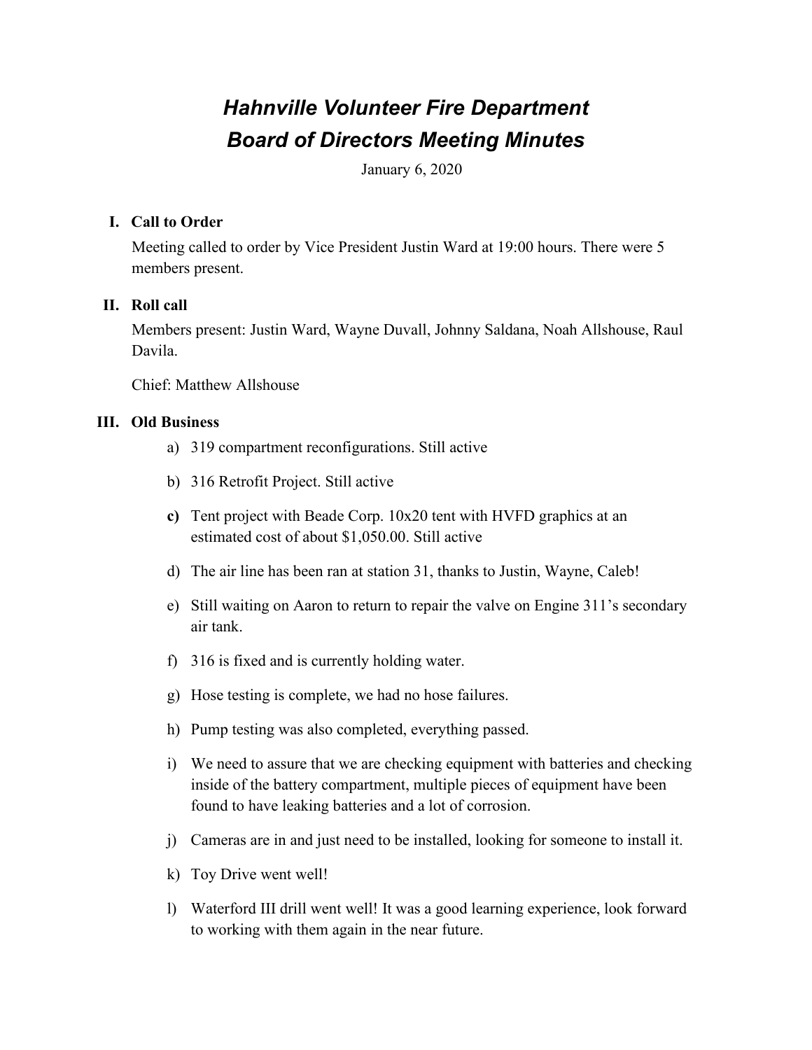# *Hahnville Volunteer Fire Department*
# *Board of Directors Meeting Minutes*

January 6, 2020

## I. Call to Order

Meeting called to order by Vice President Justin Ward at 19:00 hours. There were 5 members present.

## II. Roll call

Members present: Justin Ward, Wayne Duvall, Johnny Saldana, Noah Allshouse, Raul Davila.

Chief: Matthew Allshouse

## III. Old Business

a) 319 compartment reconfigurations. Still active

b) 316 Retrofit Project. Still active

**c)** Tent project with Beade Corp. 10x20 tent with HVFD graphics at an estimated cost of about $1,050.00. Still active

d) The air line has been ran at station 31, thanks to Justin, Wayne, Caleb!

e) Still waiting on Aaron to return to repair the valve on Engine 311's secondary air tank.

f) 316 is fixed and is currently holding water.

g) Hose testing is complete, we had no hose failures.

h) Pump testing was also completed, everything passed.

i) We need to assure that we are checking equipment with batteries and checking inside of the battery compartment, multiple pieces of equipment have been found to have leaking batteries and a lot of corrosion.

j) Cameras are in and just need to be installed, looking for someone to install it.

k) Toy Drive went well!

l) Waterford III drill went well! It was a good learning experience, look forward to working with them again in the near future.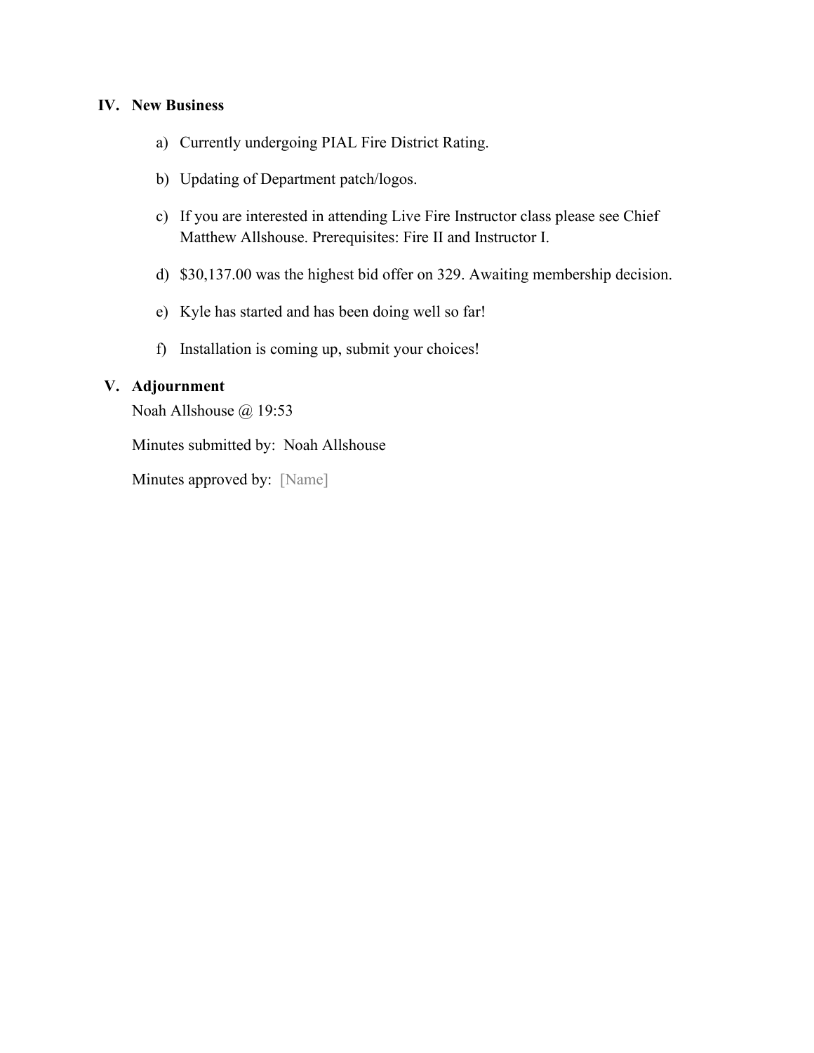## IV. New Business

a) Currently undergoing PIAL Fire District Rating.

b) Updating of Department patch/logos.

c) If you are interested in attending Live Fire Instructor class please see Chief Matthew Allshouse. Prerequisites: Fire II and Instructor I.

d) $30,137.00 was the highest bid offer on 329. Awaiting membership decision.

e) Kyle has started and has been doing well so far!

f) Installation is coming up, submit your choices!

## V. Adjournment

Noah Allshouse @ 19:53

Minutes submitted by: Noah Allshouse

Minutes approved by: [Name]